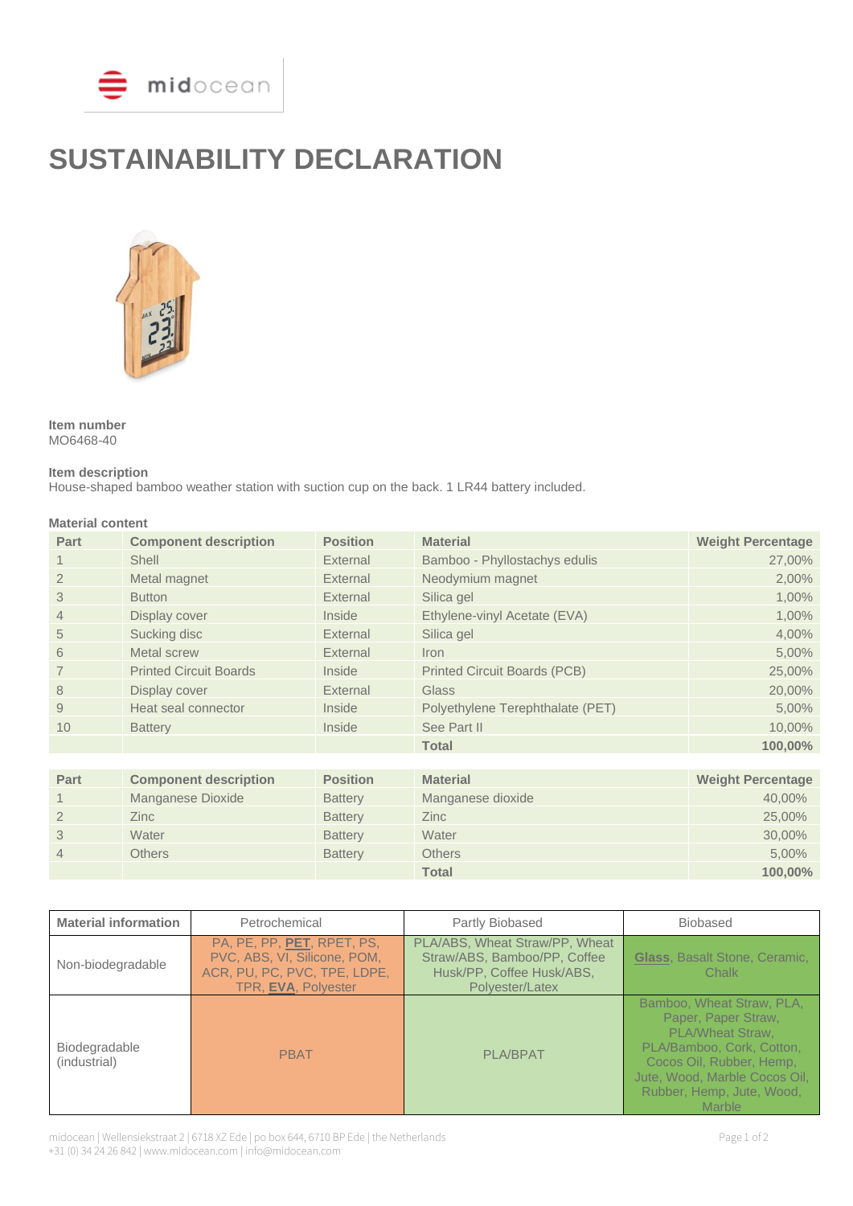# SUSTAINABILITY DECLARATION

**Item number**
MO6468-40

**Item description**
House-shaped bamboo weather station with suction cup on the back. 1 LR44 battery included.

**Material content**

| Part | Component description | Position | Material | Weight Percentage |
|---|---|---|---|---|
| 1 | Shell | External | Bamboo - Phyllostachys edulis | 27,00% |
| 2 | Metal magnet | External | Neodymium magnet | 2,00% |
| 3 | Button | External | Silica gel | 1,00% |
| 4 | Display cover | Inside | Ethylene-vinyl Acetate (EVA) | 1,00% |
| 5 | Sucking disc | External | Silica gel | 4,00% |
| 6 | Metal screw | External | Iron | 5,00% |
| 7 | Printed Circuit Boards | Inside | Printed Circuit Boards (PCB) | 25,00% |
| 8 | Display cover | External | Glass | 20,00% |
| 9 | Heat seal connector | Inside | Polyethylene Terephthalate (PET) | 5,00% |
| 10 | Battery | Inside | See Part II | 10,00% |
| | | | **Total** | **100,00%** |

| Part | Component description | Position | Material | Weight Percentage |
|---|---|---|---|---|
| 1 | Manganese Dioxide | Battery | Manganese dioxide | 40,00% |
| 2 | Zinc | Battery | Zinc | 25,00% |
| 3 | Water | Battery | Water | 30,00% |
| 4 | Others | Battery | Others | 5,00% |
| | | | **Total** | **100,00%** |

| Material information | Petrochemical | Partly Biobased | Biobased |
|---|---|---|---|
| Non-biodegradable | PA, PE, PP, **PET**, RPET, PS, PVC, ABS, VI, Silicone, POM, ACR, PU, PC, PVC, TPE, LDPE, TPR, **EVA**, Polyester | PLA/ABS, Wheat Straw/PP, Wheat Straw/ABS, Bamboo/PP, Coffee Husk/PP, Coffee Husk/ABS, Polyester/Latex | **Glass**, Basalt Stone, Ceramic, Chalk |
| Biodegradable (industrial) | PBAT | PLA/BPAT | Bamboo, Wheat Straw, PLA, Paper, Paper Straw, PLA/Wheat Straw, PLA/Bamboo, Cork, Cotton, Cocos Oil, Rubber, Hemp, Jute, Wood, Marble Cocos Oil, Rubber, Hemp, Jute, Wood, Marble |

midocean | Wellensiekstraat 2 | 6718 XZ Ede | po box 644, 6710 BP Ede | the Netherlands
+31 (0) 34 24 26 842 | www.midocean.com | info@midocean.com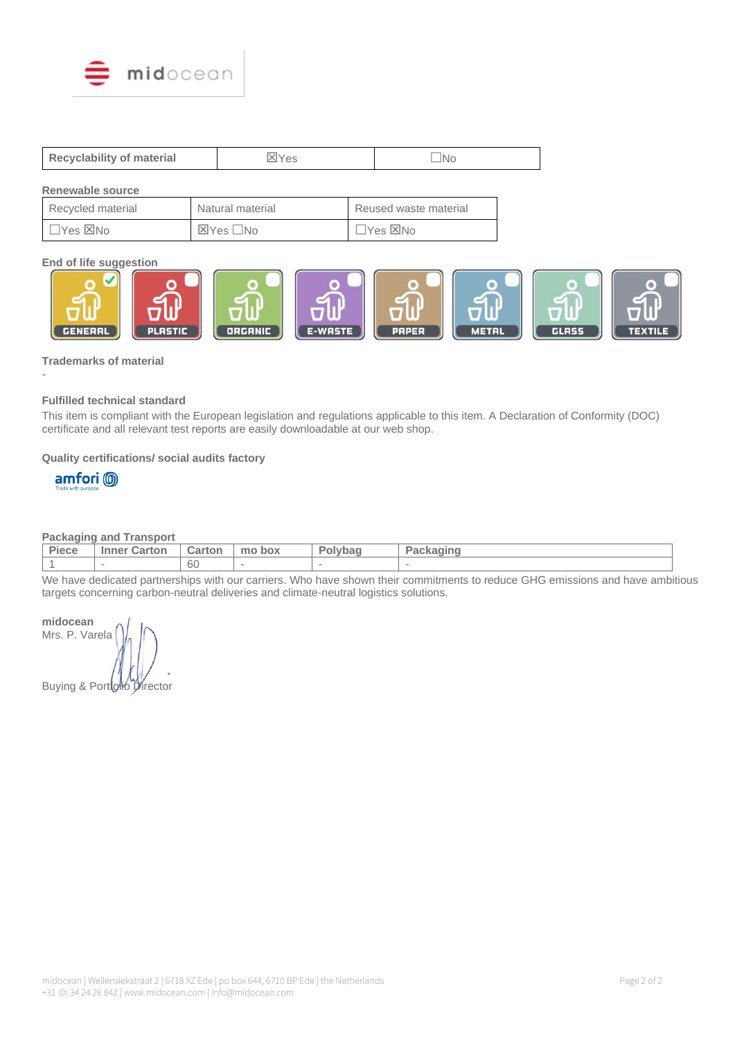| Recyclability of material | ☒Yes | ☐No |
|---|---|---|

**Renewable source**

| Recycled material | Natural material | Reused waste material |
|---|---|---|
| ☐Yes ☒No | ☒Yes ☐No | ☐Yes ☒No |

**End of life suggestion**

GENERAL ✓ | PLASTIC | ORGANIC | E-WASTE | PAPER | METAL | GLASS | TEXTILE

**Trademarks of material**

-

**Fulfilled technical standard**

This item is compliant with the European legislation and regulations applicable to this item. A Declaration of Conformity (DOC) certificate and all relevant test reports are easily downloadable at our web shop.

**Quality certifications/ social audits factory**

amfori
Trade with purpose

**Packaging and Transport**

| Piece | Inner Carton | Carton | mo box | Polybag | Packaging |
|---|---|---|---|---|---|
| 1 | - | 60 | - | - | - |

We have dedicated partnerships with our carriers. Who have shown their commitments to reduce GHG emissions and have ambitious targets concerning carbon-neutral deliveries and climate-neutral logistics solutions.

**midocean**
Mrs. P. Varela

Buying & Portfolio Director

midocean | Wellensiekstraat 2 | 6718 XZ Ede | po box 644, 6710 BP Ede | the Netherlands
+31 (0) 34 24 26 842 | www.midocean.com | info@midocean.com